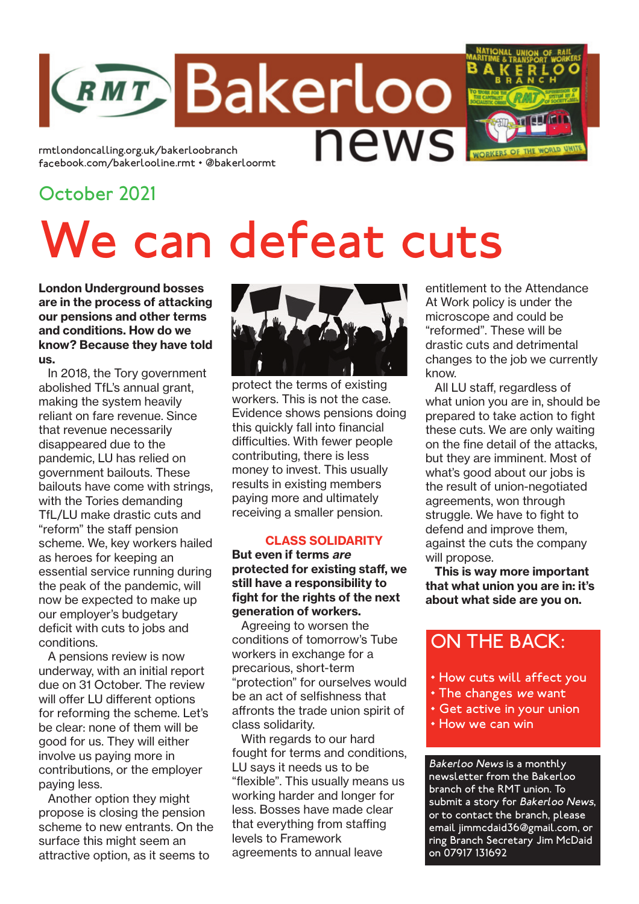# RMT Bakerloo news

rmtlondoncalling.org.uk/bakerloobranch
facebook.com/bakerlooline.rmt • @bakerloormt

October 2021

# We can defeat cuts

**London Underground bosses are in the process of attacking our pensions and other terms and conditions. How do we know? Because they have told us.**

In 2018, the Tory government abolished TfL's annual grant, making the system heavily reliant on fare revenue. Since that revenue necessarily disappeared due to the pandemic, LU has relied on government bailouts. These bailouts have come with strings, with the Tories demanding TfL/LU make drastic cuts and "reform" the staff pension scheme. We, key workers hailed as heroes for keeping an essential service running during the peak of the pandemic, will now be expected to make up our employer's budgetary deficit with cuts to jobs and conditions.

A pensions review is now underway, with an initial report due on 31 October. The review will offer LU different options for reforming the scheme. Let's be clear: none of them will be good for us. They will either involve us paying more in contributions, or the employer paying less.

Another option they might propose is closing the pension scheme to new entrants. On the surface this might seem an attractive option, as it seems to protect the terms of existing workers. This is not the case. Evidence shows pensions doing this quickly fall into financial difficulties. With fewer people contributing, there is less money to invest. This usually results in existing members paying more and ultimately receiving a smaller pension.

## CLASS SOLIDARITY

**But even if terms *are* protected for existing staff, we still have a responsibility to fight for the rights of the next generation of workers.**

Agreeing to worsen the conditions of tomorrow's Tube workers in exchange for a precarious, short-term "protection" for ourselves would be an act of selfishness that affronts the trade union spirit of class solidarity.

With regards to our hard fought for terms and conditions, LU says it needs us to be "flexible". This usually means us working harder and longer for less. Bosses have made clear that everything from staffing levels to Framework agreements to annual leave entitlement to the Attendance At Work policy is under the microscope and could be "reformed". These will be drastic cuts and detrimental changes to the job we currently know.

All LU staff, regardless of what union you are in, should be prepared to take action to fight these cuts. We are only waiting on the fine detail of the attacks, but they are imminent. Most of what's good about our jobs is the result of union-negotiated agreements, won through struggle. We have to fight to defend and improve them, against the cuts the company will propose.

**This is way more important that what union you are in: it's about what side are you on.**

## ON THE BACK:

- How cuts will affect you
- The changes *we* want
- Get active in your union
- How we can win

*Bakerloo News* is a monthly newsletter from the Bakerloo branch of the RMT union. To submit a story for *Bakerloo News*, or to contact the branch, please email jimmcdaid36@gmail.com, or ring Branch Secretary Jim McDaid on 07917 131692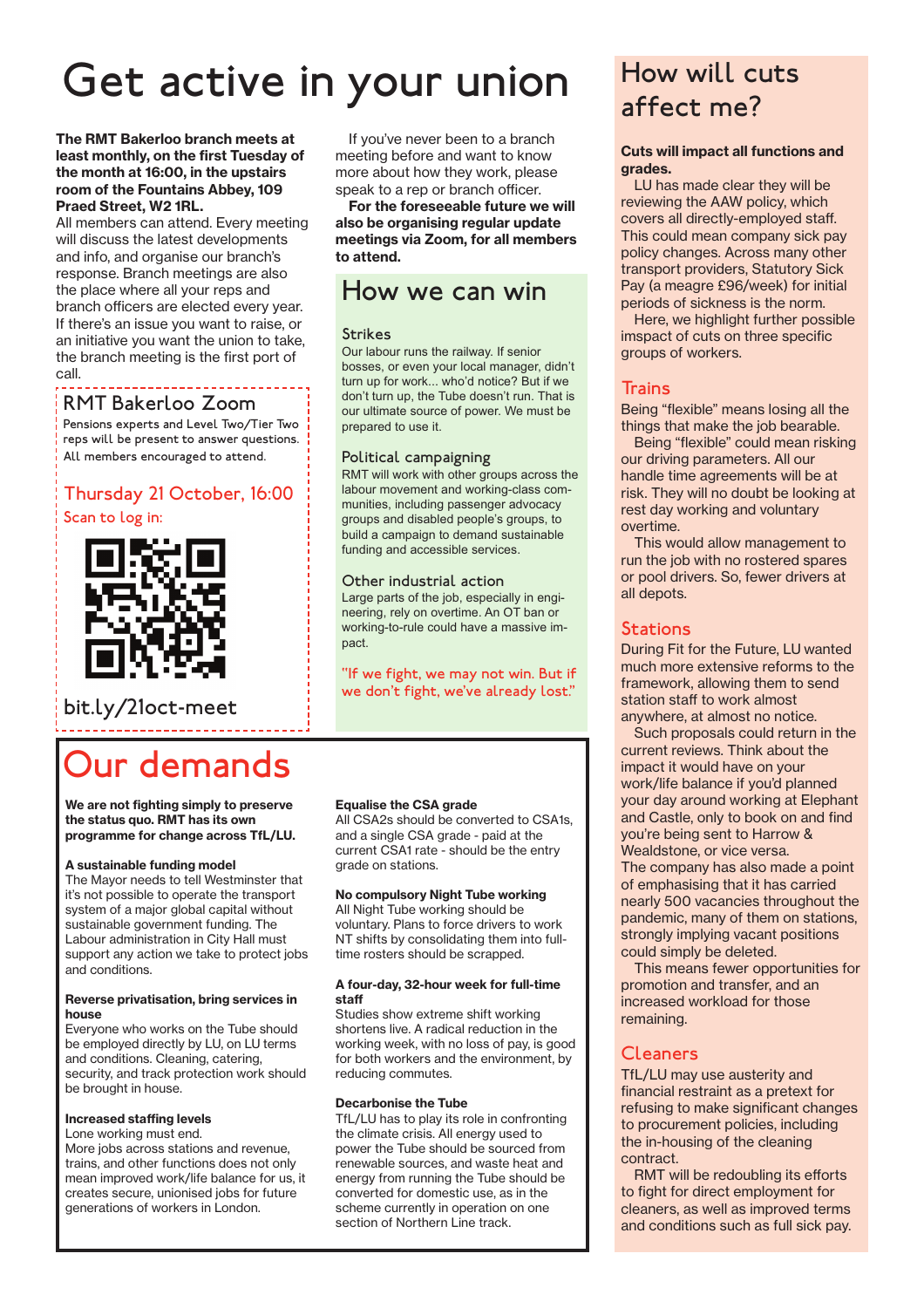# Get active in your union

**The RMT Bakerloo branch meets at least monthly, on the first Tuesday of the month at 16:00, in the upstairs room of the Fountains Abbey, 109 Praed Street, W2 1RL.**

All members can attend. Every meeting will discuss the latest developments and info, and organise our branch's response. Branch meetings are also the place where all your reps and branch officers are elected every year. If there's an issue you want to raise, or an initiative you want the union to take, the branch meeting is the first port of call.

If you've never been to a branch meeting before and want to know more about how they work, please speak to a rep or branch officer.

**For the foreseeable future we will also be organising regular update meetings via Zoom, for all members to attend.**

### RMT Bakerloo Zoom

Pensions experts and Level Two/Tier Two reps will be present to answer questions. All members encouraged to attend.

**Thursday 21 October, 16:00**

Scan to log in:

bit.ly/21oct-meet

## How we can win

### Strikes

Our labour runs the railway. If senior bosses, or even your local manager, didn't turn up for work... who'd notice? But if we don't turn up, the Tube doesn't run. That is our ultimate source of power. We must be prepared to use it.

### Political campaigning

RMT will work with other groups across the labour movement and working-class communities, including passenger advocacy groups and disabled people's groups, to build a campaign to demand sustainable funding and accessible services.

### Other industrial action

Large parts of the job, especially in engineering, rely on overtime. An OT ban or working-to-rule could have a massive impact.

"If we fight, we may not win. But if we don't fight, we've already lost."

# Our demands

**We are not fighting simply to preserve the status quo. RMT has its own programme for change across TfL/LU.**

**A sustainable funding model**
The Mayor needs to tell Westminster that it's not possible to operate the transport system of a major global capital without sustainable government funding. The Labour administration in City Hall must support any action we take to protect jobs and conditions.

**Reverse privatisation, bring services in house**
Everyone who works on the Tube should be employed directly by LU, on LU terms and conditions. Cleaning, catering, security, and track protection work should be brought in house.

**Increased staffing levels**
Lone working must end.
More jobs across stations and revenue, trains, and other functions does not only mean improved work/life balance for us, it creates secure, unionised jobs for future generations of workers in London.

**Equalise the CSA grade**
All CSA2s should be converted to CSA1s, and a single CSA grade - paid at the current CSA1 rate - should be the entry grade on stations.

**No compulsory Night Tube working**
All Night Tube working should be voluntary. Plans to force drivers to work NT shifts by consolidating them into full-time rosters should be scrapped.

**A four-day, 32-hour week for full-time staff**
Studies show extreme shift working shortens lives. A radical reduction in the working week, with no loss of pay, is good for both workers and the environment, by reducing commutes.

**Decarbonise the Tube**
TfL/LU has to play its role in confronting the climate crisis. All energy used to power the Tube should be sourced from renewable sources, and waste heat and energy from running the Tube should be converted for domestic use, as in the scheme currently in operation on one section of Northern Line track.

## How will cuts affect me?

**Cuts will impact all functions and grades.**

LU has made clear they will be reviewing the AAW policy, which covers all directly-employed staff. This could mean company sick pay policy changes. Across many other transport providers, Statutory Sick Pay (a meagre £96/week) for initial periods of sickness is the norm.

Here, we highlight further possible impsact of cuts on three specific groups of workers.

### Trains

Being "flexible" means losing all the things that make the job bearable.

Being "flexible" could mean risking our driving parameters. All our handle time agreements will be at risk. They will no doubt be looking at rest day working and voluntary overtime.

This would allow management to run the job with no rostered spares or pool drivers. So, fewer drivers at all depots.

### Stations

During Fit for the Future, LU wanted much more extensive reforms to the framework, allowing them to send station staff to work almost anywhere, at almost no notice.

Such proposals could return in the current reviews. Think about the impact it would have on your work/life balance if you'd planned your day around working at Elephant and Castle, only to book on and find you're being sent to Harrow & Wealdstone, or vice versa.

The company has also made a point of emphasising that it has carried nearly 500 vacancies throughout the pandemic, many of them on stations, strongly implying vacant positions could simply be deleted.

This means fewer opportunities for promotion and transfer, and an increased workload for those remaining.

### Cleaners

TfL/LU may use austerity and financial restraint as a pretext for refusing to make significant changes to procurement policies, including the in-housing of the cleaning contract.

RMT will be redoubling its efforts to fight for direct employment for cleaners, as well as improved terms and conditions such as full sick pay.